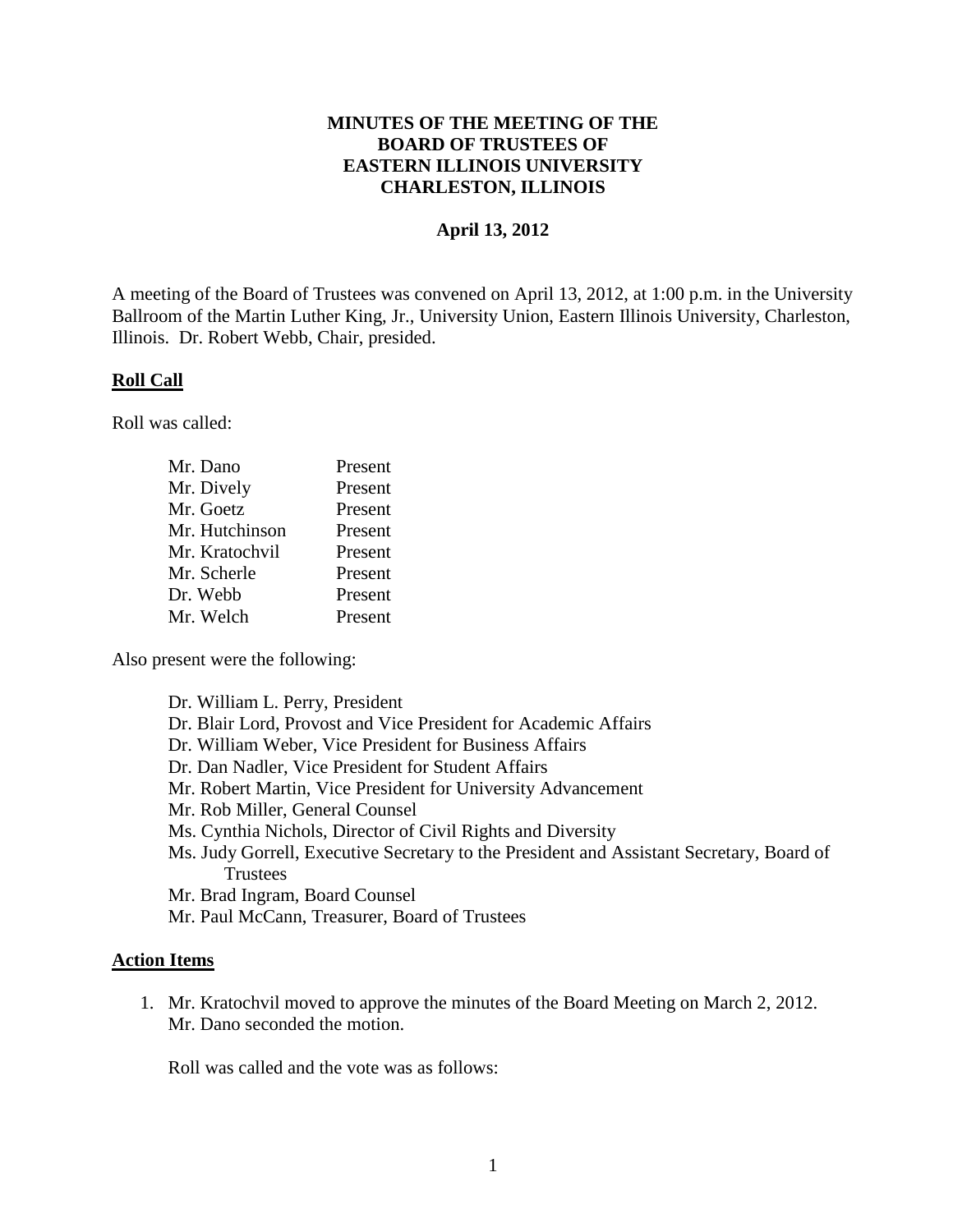# MINUTES OF THE MEETING OF THE BOARD OF TRUSTEES OF EASTERN ILLINOIS UNIVERSITY CHARLESTON, ILLINOIS

**April 13, 2012**

A meeting of the Board of Trustees was convened on April 13, 2012, at 1:00 p.m. in the University Ballroom of the Martin Luther King, Jr., University Union, Eastern Illinois University, Charleston, Illinois. Dr. Robert Webb, Chair, presided.

## Roll Call

Roll was called:

| | |
|---|---|
| Mr. Dano | Present |
| Mr. Dively | Present |
| Mr. Goetz | Present |
| Mr. Hutchinson | Present |
| Mr. Kratochvil | Present |
| Mr. Scherle | Present |
| Dr. Webb | Present |
| Mr. Welch | Present |

Also present were the following:

- Dr. William L. Perry, President
- Dr. Blair Lord, Provost and Vice President for Academic Affairs
- Dr. William Weber, Vice President for Business Affairs
- Dr. Dan Nadler, Vice President for Student Affairs
- Mr. Robert Martin, Vice President for University Advancement
- Mr. Rob Miller, General Counsel
- Ms. Cynthia Nichols, Director of Civil Rights and Diversity
- Ms. Judy Gorrell, Executive Secretary to the President and Assistant Secretary, Board of Trustees
- Mr. Brad Ingram, Board Counsel
- Mr. Paul McCann, Treasurer, Board of Trustees

## Action Items

1. Mr. Kratochvil moved to approve the minutes of the Board Meeting on March 2, 2012. Mr. Dano seconded the motion.

   Roll was called and the vote was as follows: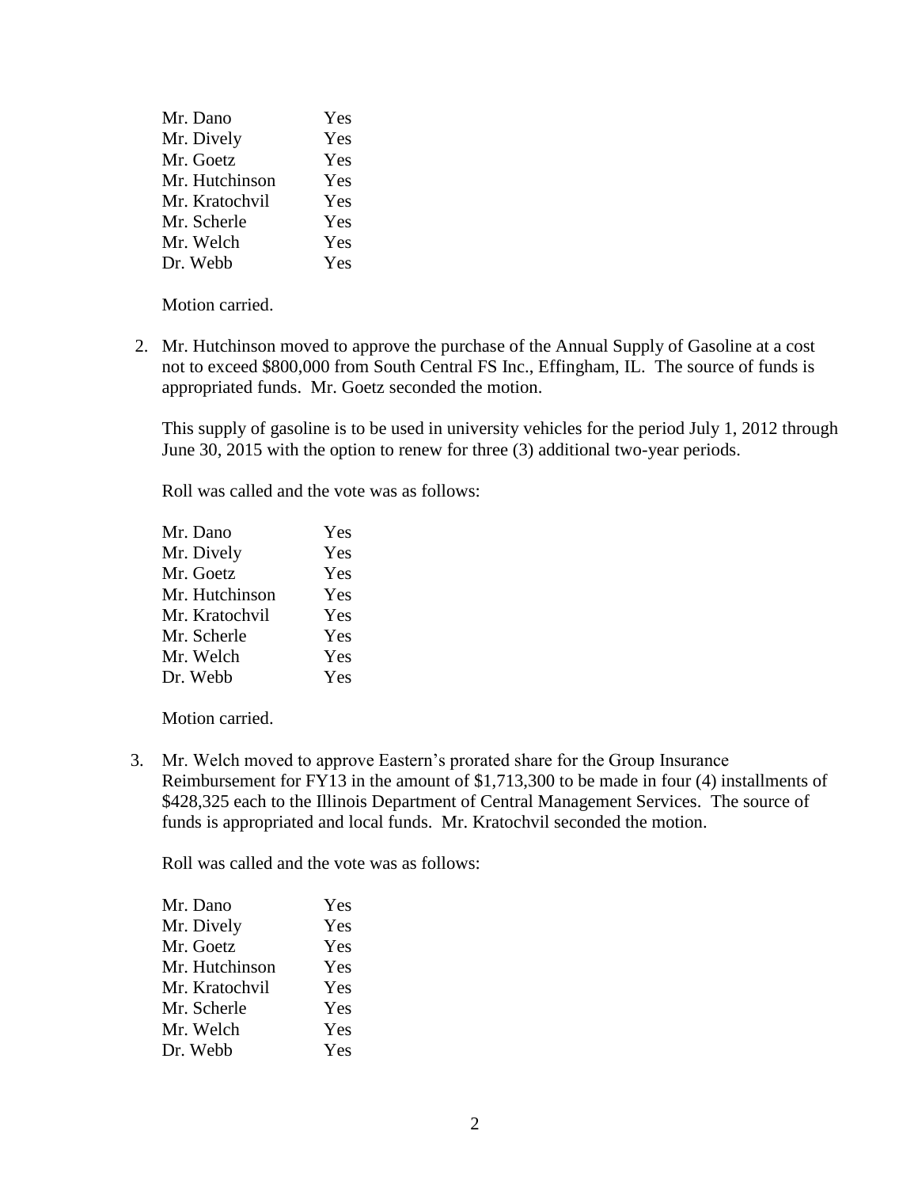| | |
|---|---|
| Mr. Dano | Yes |
| Mr. Dively | Yes |
| Mr. Goetz | Yes |
| Mr. Hutchinson | Yes |
| Mr. Kratochvil | Yes |
| Mr. Scherle | Yes |
| Mr. Welch | Yes |
| Dr. Webb | Yes |

Motion carried.

2. Mr. Hutchinson moved to approve the purchase of the Annual Supply of Gasoline at a cost not to exceed $800,000 from South Central FS Inc., Effingham, IL. The source of funds is appropriated funds. Mr. Goetz seconded the motion.

   This supply of gasoline is to be used in university vehicles for the period July 1, 2012 through June 30, 2015 with the option to renew for three (3) additional two-year periods.

   Roll was called and the vote was as follows:

| | |
|---|---|
| Mr. Dano | Yes |
| Mr. Dively | Yes |
| Mr. Goetz | Yes |
| Mr. Hutchinson | Yes |
| Mr. Kratochvil | Yes |
| Mr. Scherle | Yes |
| Mr. Welch | Yes |
| Dr. Webb | Yes |

   Motion carried.

3. Mr. Welch moved to approve Eastern's prorated share for the Group Insurance Reimbursement for FY13 in the amount of $1,713,300 to be made in four (4) installments of $428,325 each to the Illinois Department of Central Management Services. The source of funds is appropriated and local funds. Mr. Kratochvil seconded the motion.

   Roll was called and the vote was as follows:

| | |
|---|---|
| Mr. Dano | Yes |
| Mr. Dively | Yes |
| Mr. Goetz | Yes |
| Mr. Hutchinson | Yes |
| Mr. Kratochvil | Yes |
| Mr. Scherle | Yes |
| Mr. Welch | Yes |
| Dr. Webb | Yes |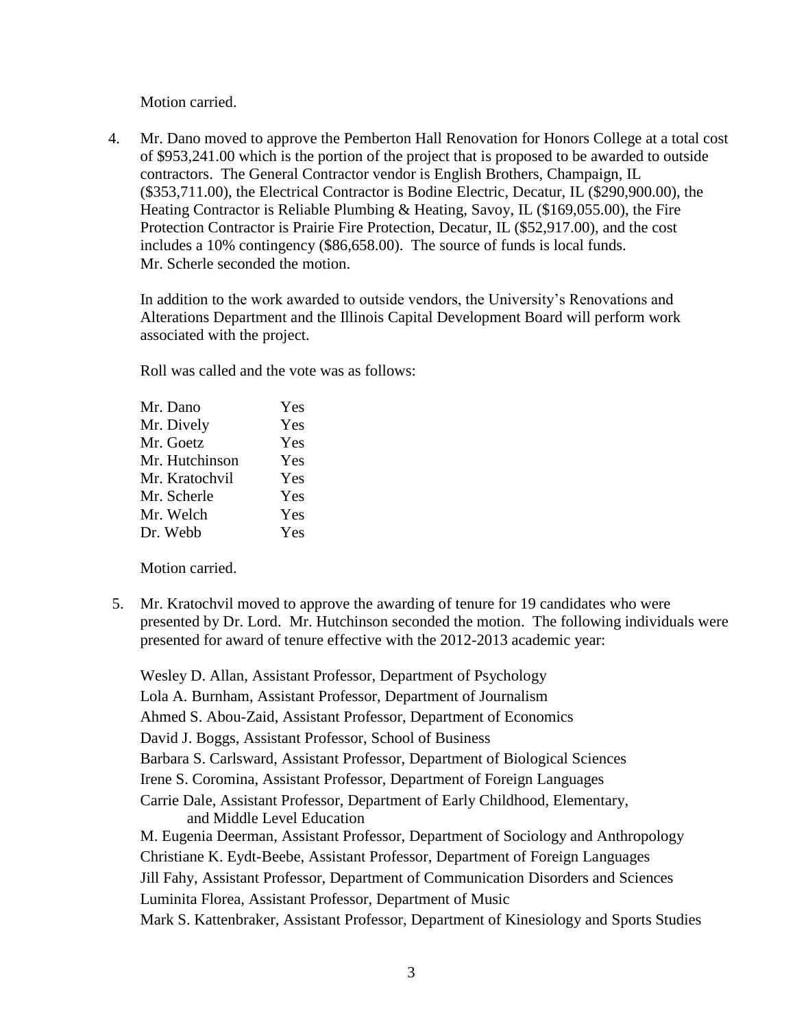Motion carried.

4. Mr. Dano moved to approve the Pemberton Hall Renovation for Honors College at a total cost of $953,241.00 which is the portion of the project that is proposed to be awarded to outside contractors. The General Contractor vendor is English Brothers, Champaign, IL ($353,711.00), the Electrical Contractor is Bodine Electric, Decatur, IL ($290,900.00), the Heating Contractor is Reliable Plumbing & Heating, Savoy, IL ($169,055.00), the Fire Protection Contractor is Prairie Fire Protection, Decatur, IL ($52,917.00), and the cost includes a 10% contingency ($86,658.00). The source of funds is local funds. Mr. Scherle seconded the motion.

   In addition to the work awarded to outside vendors, the University's Renovations and Alterations Department and the Illinois Capital Development Board will perform work associated with the project.

   Roll was called and the vote was as follows:

   | | |
   |---|---|
   | Mr. Dano | Yes |
   | Mr. Dively | Yes |
   | Mr. Goetz | Yes |
   | Mr. Hutchinson | Yes |
   | Mr. Kratochvil | Yes |
   | Mr. Scherle | Yes |
   | Mr. Welch | Yes |
   | Dr. Webb | Yes |

   Motion carried.

5. Mr. Kratochvil moved to approve the awarding of tenure for 19 candidates who were presented by Dr. Lord. Mr. Hutchinson seconded the motion. The following individuals were presented for award of tenure effective with the 2012-2013 academic year:

   Wesley D. Allan, Assistant Professor, Department of Psychology
   Lola A. Burnham, Assistant Professor, Department of Journalism
   Ahmed S. Abou-Zaid, Assistant Professor, Department of Economics
   David J. Boggs, Assistant Professor, School of Business
   Barbara S. Carlsward, Assistant Professor, Department of Biological Sciences
   Irene S. Coromina, Assistant Professor, Department of Foreign Languages
   Carrie Dale, Assistant Professor, Department of Early Childhood, Elementary, and Middle Level Education
   M. Eugenia Deerman, Assistant Professor, Department of Sociology and Anthropology
   Christiane K. Eydt-Beebe, Assistant Professor, Department of Foreign Languages
   Jill Fahy, Assistant Professor, Department of Communication Disorders and Sciences
   Luminita Florea, Assistant Professor, Department of Music
   Mark S. Kattenbraker, Assistant Professor, Department of Kinesiology and Sports Studies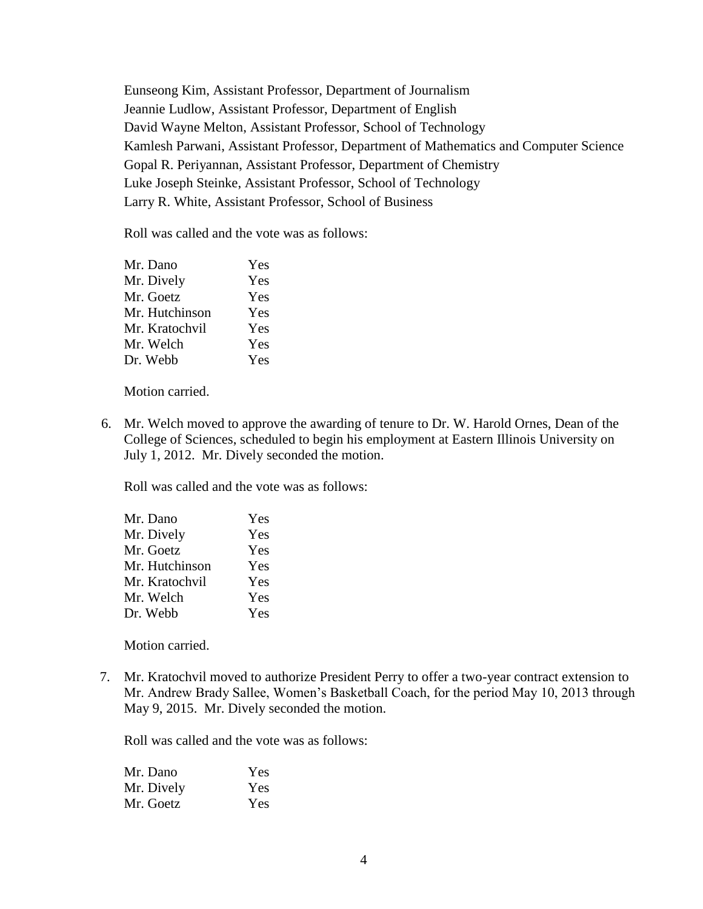Eunseong Kim, Assistant Professor, Department of Journalism
Jeannie Ludlow, Assistant Professor, Department of English
David Wayne Melton, Assistant Professor, School of Technology
Kamlesh Parwani, Assistant Professor, Department of Mathematics and Computer Science
Gopal R. Periyannan, Assistant Professor, Department of Chemistry
Luke Joseph Steinke, Assistant Professor, School of Technology
Larry R. White, Assistant Professor, School of Business

Roll was called and the vote was as follows:

| | |
|---|---|
| Mr. Dano | Yes |
| Mr. Dively | Yes |
| Mr. Goetz | Yes |
| Mr. Hutchinson | Yes |
| Mr. Kratochvil | Yes |
| Mr. Welch | Yes |
| Dr. Webb | Yes |

Motion carried.

6. Mr. Welch moved to approve the awarding of tenure to Dr. W. Harold Ornes, Dean of the College of Sciences, scheduled to begin his employment at Eastern Illinois University on July 1, 2012. Mr. Dively seconded the motion.

   Roll was called and the vote was as follows:

   | | |
   |---|---|
   | Mr. Dano | Yes |
   | Mr. Dively | Yes |
   | Mr. Goetz | Yes |
   | Mr. Hutchinson | Yes |
   | Mr. Kratochvil | Yes |
   | Mr. Welch | Yes |
   | Dr. Webb | Yes |

   Motion carried.

7. Mr. Kratochvil moved to authorize President Perry to offer a two-year contract extension to Mr. Andrew Brady Sallee, Women's Basketball Coach, for the period May 10, 2013 through May 9, 2015. Mr. Dively seconded the motion.

   Roll was called and the vote was as follows:

   | | |
   |---|---|
   | Mr. Dano | Yes |
   | Mr. Dively | Yes |
   | Mr. Goetz | Yes |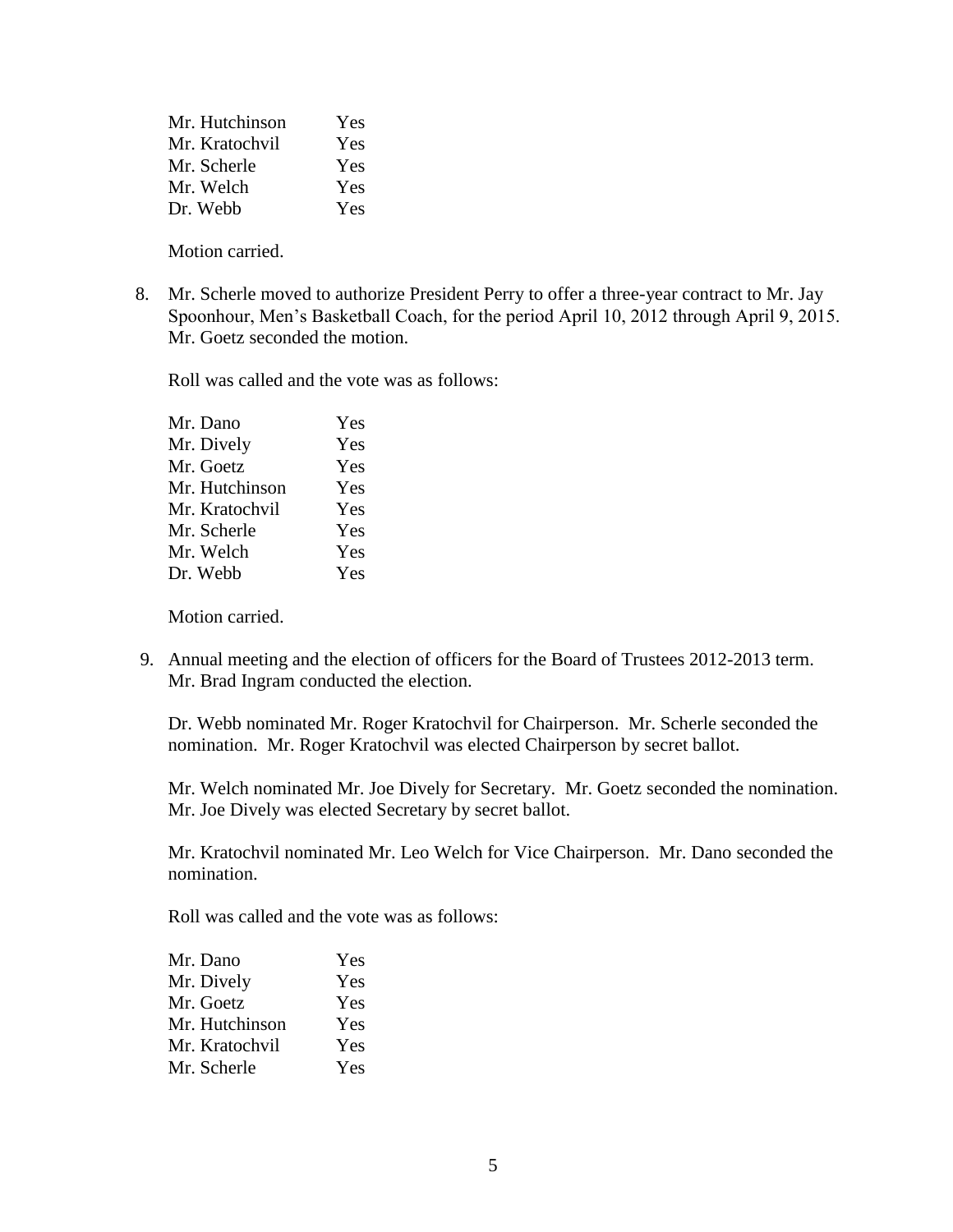| | |
|---|---|
| Mr. Hutchinson | Yes |
| Mr. Kratochvil | Yes |
| Mr. Scherle | Yes |
| Mr. Welch | Yes |
| Dr. Webb | Yes |

Motion carried.

8. Mr. Scherle moved to authorize President Perry to offer a three-year contract to Mr. Jay Spoonhour, Men's Basketball Coach, for the period April 10, 2012 through April 9, 2015. Mr. Goetz seconded the motion.

   Roll was called and the vote was as follows:

   | | |
   |---|---|
   | Mr. Dano | Yes |
   | Mr. Dively | Yes |
   | Mr. Goetz | Yes |
   | Mr. Hutchinson | Yes |
   | Mr. Kratochvil | Yes |
   | Mr. Scherle | Yes |
   | Mr. Welch | Yes |
   | Dr. Webb | Yes |

   Motion carried.

9. Annual meeting and the election of officers for the Board of Trustees 2012-2013 term. Mr. Brad Ingram conducted the election.

   Dr. Webb nominated Mr. Roger Kratochvil for Chairperson. Mr. Scherle seconded the nomination. Mr. Roger Kratochvil was elected Chairperson by secret ballot.

   Mr. Welch nominated Mr. Joe Dively for Secretary. Mr. Goetz seconded the nomination. Mr. Joe Dively was elected Secretary by secret ballot.

   Mr. Kratochvil nominated Mr. Leo Welch for Vice Chairperson. Mr. Dano seconded the nomination.

   Roll was called and the vote was as follows:

   | | |
   |---|---|
   | Mr. Dano | Yes |
   | Mr. Dively | Yes |
   | Mr. Goetz | Yes |
   | Mr. Hutchinson | Yes |
   | Mr. Kratochvil | Yes |
   | Mr. Scherle | Yes |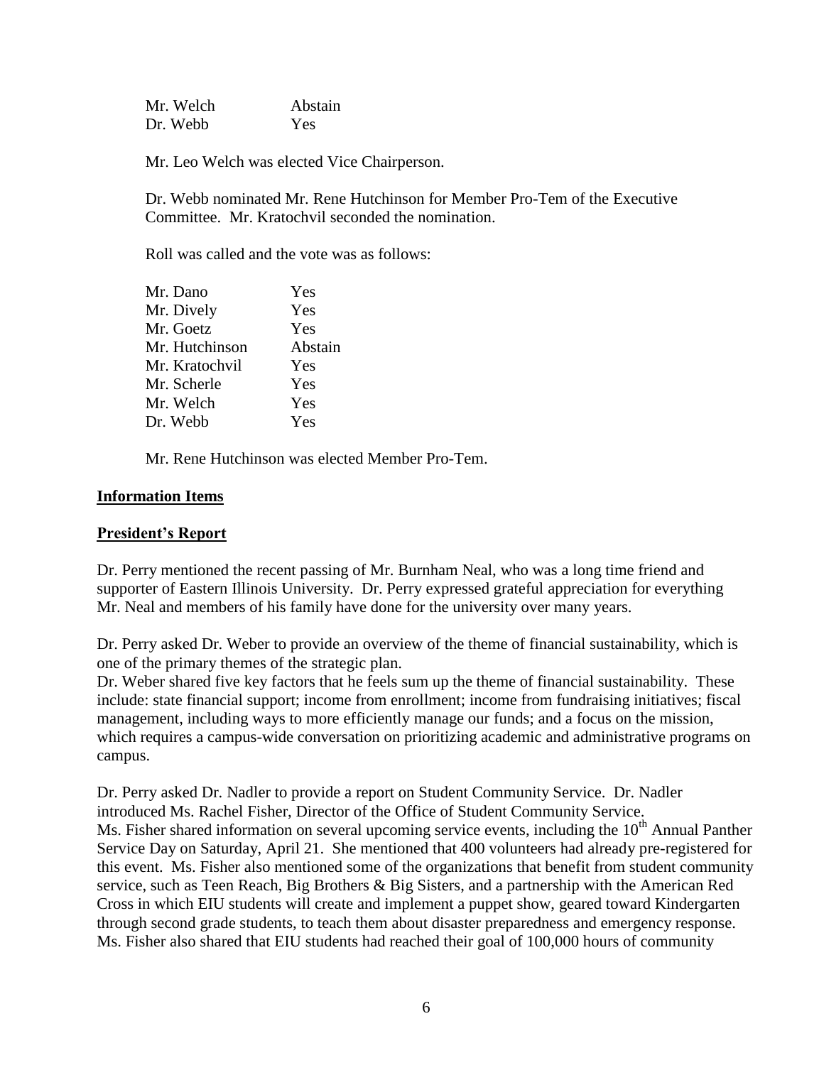| | |
|---|---|
| Mr. Welch | Abstain |
| Dr. Webb | Yes |

Mr. Leo Welch was elected Vice Chairperson.

Dr. Webb nominated Mr. Rene Hutchinson for Member Pro-Tem of the Executive Committee. Mr. Kratochvil seconded the nomination.

Roll was called and the vote was as follows:

| | |
|---|---|
| Mr. Dano | Yes |
| Mr. Dively | Yes |
| Mr. Goetz | Yes |
| Mr. Hutchinson | Abstain |
| Mr. Kratochvil | Yes |
| Mr. Scherle | Yes |
| Mr. Welch | Yes |
| Dr. Webb | Yes |

Mr. Rene Hutchinson was elected Member Pro-Tem.

**Information Items**

**President's Report**

Dr. Perry mentioned the recent passing of Mr. Burnham Neal, who was a long time friend and supporter of Eastern Illinois University. Dr. Perry expressed grateful appreciation for everything Mr. Neal and members of his family have done for the university over many years.

Dr. Perry asked Dr. Weber to provide an overview of the theme of financial sustainability, which is one of the primary themes of the strategic plan.
Dr. Weber shared five key factors that he feels sum up the theme of financial sustainability. These include: state financial support; income from enrollment; income from fundraising initiatives; fiscal management, including ways to more efficiently manage our funds; and a focus on the mission, which requires a campus-wide conversation on prioritizing academic and administrative programs on campus.

Dr. Perry asked Dr. Nadler to provide a report on Student Community Service. Dr. Nadler introduced Ms. Rachel Fisher, Director of the Office of Student Community Service.
Ms. Fisher shared information on several upcoming service events, including the 10th Annual Panther Service Day on Saturday, April 21. She mentioned that 400 volunteers had already pre-registered for this event. Ms. Fisher also mentioned some of the organizations that benefit from student community service, such as Teen Reach, Big Brothers & Big Sisters, and a partnership with the American Red Cross in which EIU students will create and implement a puppet show, geared toward Kindergarten through second grade students, to teach them about disaster preparedness and emergency response. Ms. Fisher also shared that EIU students had reached their goal of 100,000 hours of community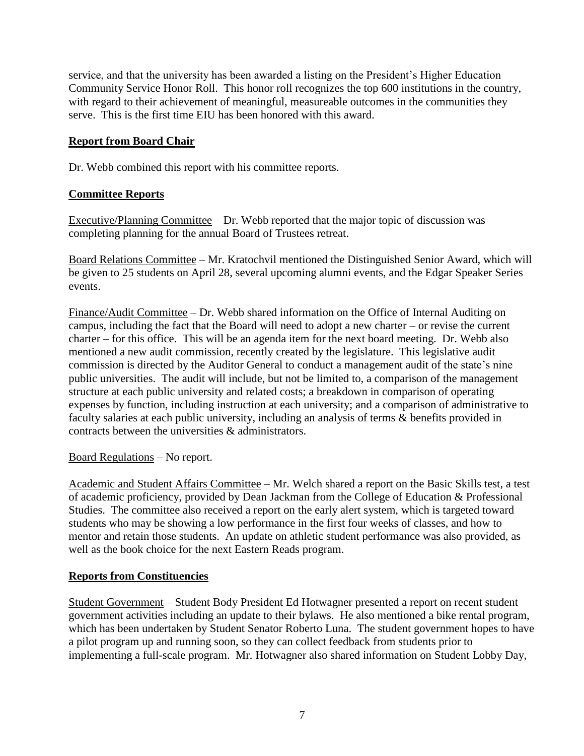service, and that the university has been awarded a listing on the President's Higher Education Community Service Honor Roll. This honor roll recognizes the top 600 institutions in the country, with regard to their achievement of meaningful, measureable outcomes in the communities they serve. This is the first time EIU has been honored with this award.

## Report from Board Chair

Dr. Webb combined this report with his committee reports.

## Committee Reports

Executive/Planning Committee – Dr. Webb reported that the major topic of discussion was completing planning for the annual Board of Trustees retreat.

Board Relations Committee – Mr. Kratochvil mentioned the Distinguished Senior Award, which will be given to 25 students on April 28, several upcoming alumni events, and the Edgar Speaker Series events.

Finance/Audit Committee – Dr. Webb shared information on the Office of Internal Auditing on campus, including the fact that the Board will need to adopt a new charter – or revise the current charter – for this office. This will be an agenda item for the next board meeting. Dr. Webb also mentioned a new audit commission, recently created by the legislature. This legislative audit commission is directed by the Auditor General to conduct a management audit of the state's nine public universities. The audit will include, but not be limited to, a comparison of the management structure at each public university and related costs; a breakdown in comparison of operating expenses by function, including instruction at each university; and a comparison of administrative to faculty salaries at each public university, including an analysis of terms & benefits provided in contracts between the universities & administrators.

Board Regulations – No report.

Academic and Student Affairs Committee – Mr. Welch shared a report on the Basic Skills test, a test of academic proficiency, provided by Dean Jackman from the College of Education & Professional Studies. The committee also received a report on the early alert system, which is targeted toward students who may be showing a low performance in the first four weeks of classes, and how to mentor and retain those students. An update on athletic student performance was also provided, as well as the book choice for the next Eastern Reads program.

## Reports from Constituencies

Student Government – Student Body President Ed Hotwagner presented a report on recent student government activities including an update to their bylaws. He also mentioned a bike rental program, which has been undertaken by Student Senator Roberto Luna. The student government hopes to have a pilot program up and running soon, so they can collect feedback from students prior to implementing a full-scale program. Mr. Hotwagner also shared information on Student Lobby Day,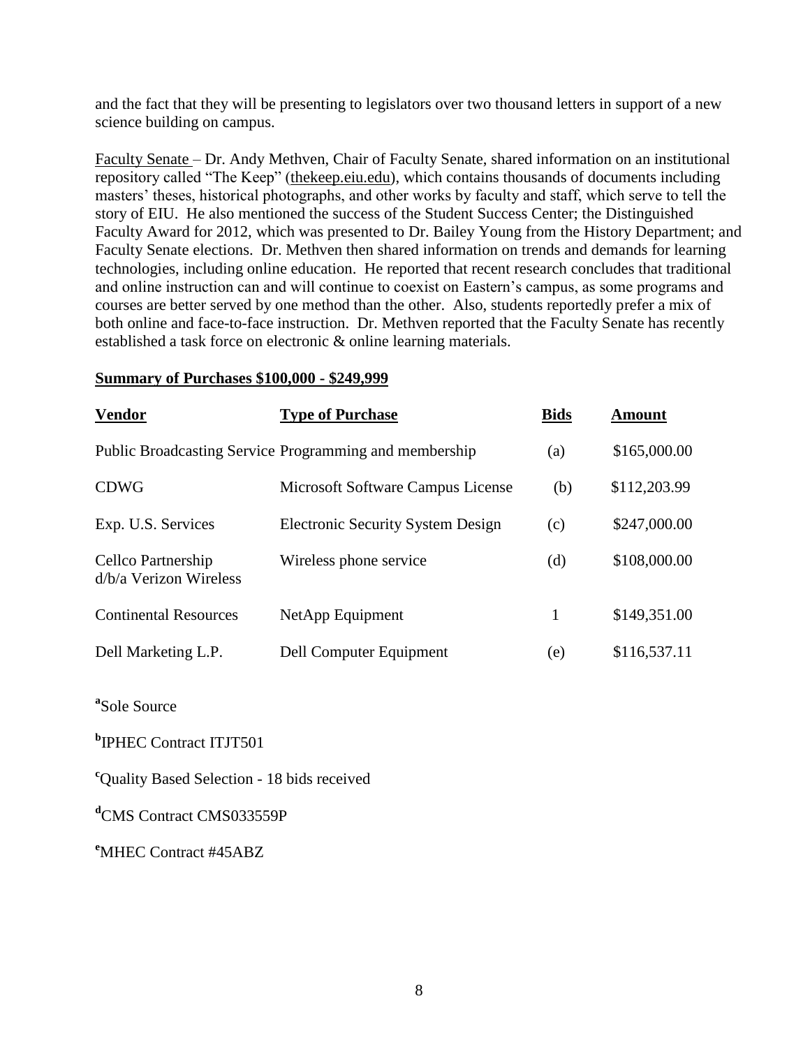and the fact that they will be presenting to legislators over two thousand letters in support of a new science building on campus.

Faculty Senate – Dr. Andy Methven, Chair of Faculty Senate, shared information on an institutional repository called "The Keep" (thekeep.eiu.edu), which contains thousands of documents including masters' theses, historical photographs, and other works by faculty and staff, which serve to tell the story of EIU. He also mentioned the success of the Student Success Center; the Distinguished Faculty Award for 2012, which was presented to Dr. Bailey Young from the History Department; and Faculty Senate elections. Dr. Methven then shared information on trends and demands for learning technologies, including online education. He reported that recent research concludes that traditional and online instruction can and will continue to coexist on Eastern's campus, as some programs and courses are better served by one method than the other. Also, students reportedly prefer a mix of both online and face-to-face instruction. Dr. Methven reported that the Faculty Senate has recently established a task force on electronic & online learning materials.

**Summary of Purchases $100,000 - $249,999**

| Vendor | Type of Purchase | Bids | Amount |
|---|---|---|---|
| Public Broadcasting Service | Programming and membership | (a) | $165,000.00 |
| CDWG | Microsoft Software Campus License | (b) | $112,203.99 |
| Exp. U.S. Services | Electronic Security System Design | (c) | $247,000.00 |
| Cellco Partnership d/b/a Verizon Wireless | Wireless phone service | (d) | $108,000.00 |
| Continental Resources | NetApp Equipment | 1 | $149,351.00 |
| Dell Marketing L.P. | Dell Computer Equipment | (e) | $116,537.11 |

[a] Sole Source

[b] IPHEC Contract ITJT501

[c] Quality Based Selection - 18 bids received

[d] CMS Contract CMS033559P

[e] MHEC Contract #45ABZ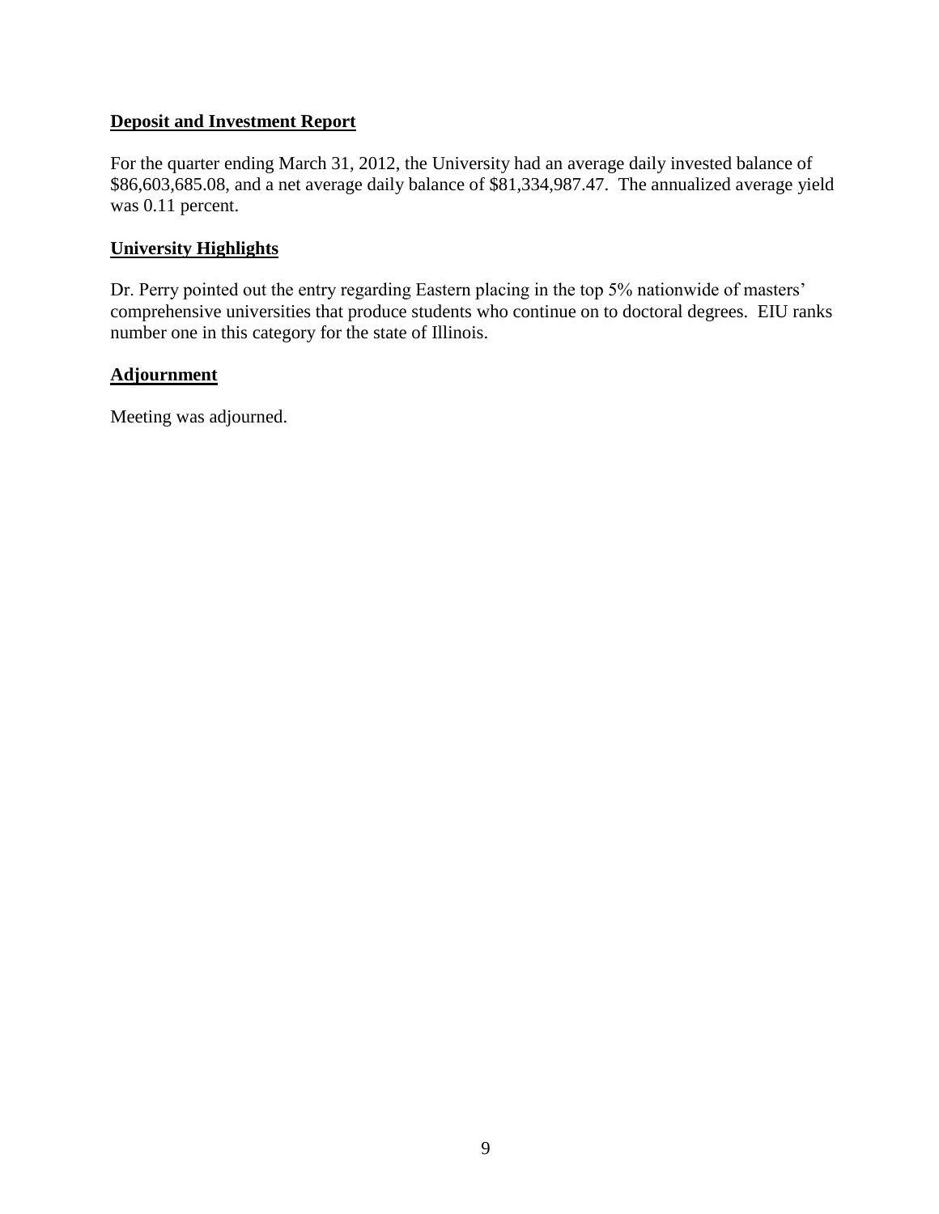## Deposit and Investment Report

For the quarter ending March 31, 2012, the University had an average daily invested balance of $86,603,685.08, and a net average daily balance of $81,334,987.47. The annualized average yield was 0.11 percent.

## University Highlights

Dr. Perry pointed out the entry regarding Eastern placing in the top 5% nationwide of masters' comprehensive universities that produce students who continue on to doctoral degrees. EIU ranks number one in this category for the state of Illinois.

## Adjournment

Meeting was adjourned.